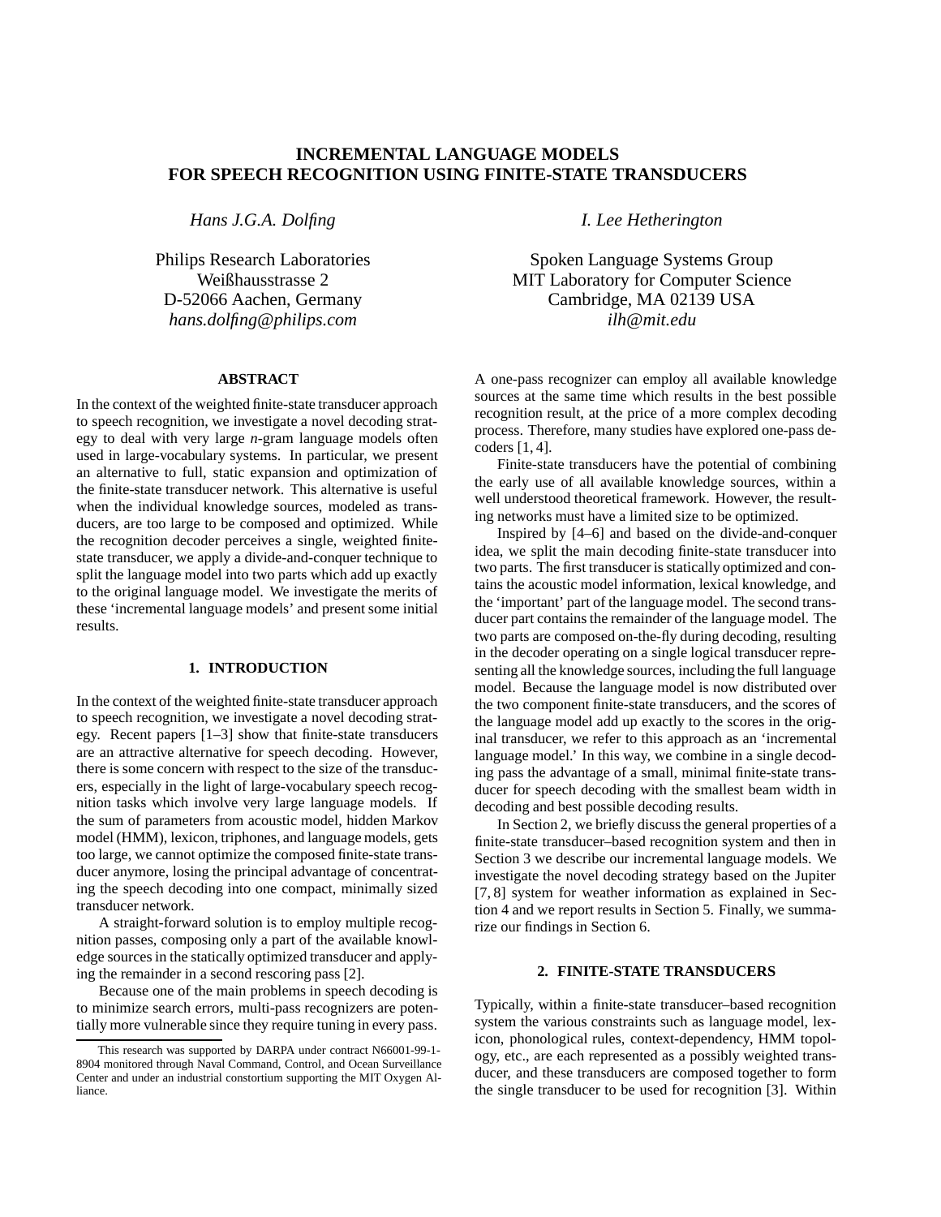# INCREMENTAL LANGUAGE MODELS FOR SPEECH RECOGNITION USING FINITE-STATE TRANSDUCERS

*Hans J.G.A. Dolfing*

Philips Research Laboratories
Weißhausstrasse 2
D-52066 Aachen, Germany
*hans.dolfing@philips.com*

*I. Lee Hetherington*

Spoken Language Systems Group
MIT Laboratory for Computer Science
Cambridge, MA 02139 USA
*ilh@mit.edu*

## ABSTRACT

In the context of the weighted finite-state transducer approach to speech recognition, we investigate a novel decoding strategy to deal with very large *n*-gram language models often used in large-vocabulary systems. In particular, we present an alternative to full, static expansion and optimization of the finite-state transducer network. This alternative is useful when the individual knowledge sources, modeled as transducers, are too large to be composed and optimized. While the recognition decoder perceives a single, weighted finite-state transducer, we apply a divide-and-conquer technique to split the language model into two parts which add up exactly to the original language model. We investigate the merits of these 'incremental language models' and present some initial results.

## 1. INTRODUCTION

In the context of the weighted finite-state transducer approach to speech recognition, we investigate a novel decoding strategy. Recent papers [1–3] show that finite-state transducers are an attractive alternative for speech decoding. However, there is some concern with respect to the size of the transducers, especially in the light of large-vocabulary speech recognition tasks which involve very large language models. If the sum of parameters from acoustic model, hidden Markov model (HMM), lexicon, triphones, and language models, gets too large, we cannot optimize the composed finite-state transducer anymore, losing the principal advantage of concentrating the speech decoding into one compact, minimally sized transducer network.

A straight-forward solution is to employ multiple recognition passes, composing only a part of the available knowledge sources in the statically optimized transducer and applying the remainder in a second rescoring pass [2].

Because one of the main problems in speech decoding is to minimize search errors, multi-pass recognizers are potentially more vulnerable since they require tuning in every pass. A one-pass recognizer can employ all available knowledge sources at the same time which results in the best possible recognition result, at the price of a more complex decoding process. Therefore, many studies have explored one-pass decoders [1, 4].

Finite-state transducers have the potential of combining the early use of all available knowledge sources, within a well understood theoretical framework. However, the resulting networks must have a limited size to be optimized.

Inspired by [4–6] and based on the divide-and-conquer idea, we split the main decoding finite-state transducer into two parts. The first transducer is statically optimized and contains the acoustic model information, lexical knowledge, and the 'important' part of the language model. The second transducer part contains the remainder of the language model. The two parts are composed on-the-fly during decoding, resulting in the decoder operating on a single logical transducer representing all the knowledge sources, including the full language model. Because the language model is now distributed over the two component finite-state transducers, and the scores of the language model add up exactly to the scores in the original transducer, we refer to this approach as an 'incremental language model.' In this way, we combine in a single decoding pass the advantage of a small, minimal finite-state transducer for speech decoding with the smallest beam width in decoding and best possible decoding results.

In Section 2, we briefly discuss the general properties of a finite-state transducer–based recognition system and then in Section 3 we describe our incremental language models. We investigate the novel decoding strategy based on the Jupiter [7, 8] system for weather information as explained in Section 4 and we report results in Section 5. Finally, we summarize our findings in Section 6.

## 2. FINITE-STATE TRANSDUCERS

Typically, within a finite-state transducer–based recognition system the various constraints such as language model, lexicon, phonological rules, context-dependency, HMM topology, etc., are each represented as a possibly weighted transducer, and these transducers are composed together to form the single transducer to be used for recognition [3]. Within

This research was supported by DARPA under contract N66001-99-1-8904 monitored through Naval Command, Control, and Ocean Surveillance Center and under an industrial constortium supporting the MIT Oxygen Alliance.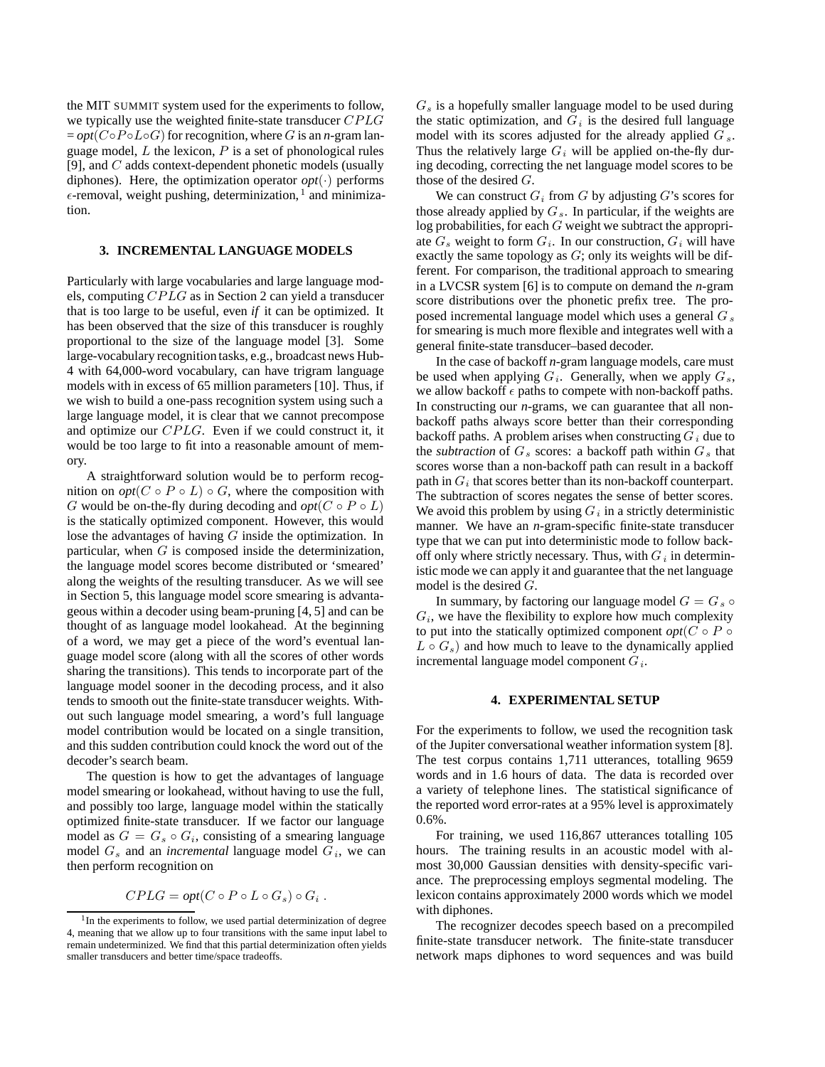the MIT SUMMIT system used for the experiments to follow, we typically use the weighted finite-state transducer $CPLG$ = *opt*$(C \circ P \circ L \circ G)$ for recognition, where $G$ is an *n*-gram language model, $L$ the lexicon, $P$ is a set of phonological rules [9], and $C$ adds context-dependent phonetic models (usually diphones). Here, the optimization operator *opt*$(\cdot)$ performs $\epsilon$-removal, weight pushing, determinization, [1] and minimization.

### 3. INCREMENTAL LANGUAGE MODELS

Particularly with large vocabularies and large language models, computing $CPLG$ as in Section 2 can yield a transducer that is too large to be useful, even *if* it can be optimized. It has been observed that the size of this transducer is roughly proportional to the size of the language model [3]. Some large-vocabulary recognition tasks, e.g., broadcast news Hub-4 with 64,000-word vocabulary, can have trigram language models with in excess of 65 million parameters [10]. Thus, if we wish to build a one-pass recognition system using such a large language model, it is clear that we cannot precompose and optimize our $CPLG$. Even if we could construct it, it would be too large to fit into a reasonable amount of memory.

A straightforward solution would be to perform recognition on *opt*$(C \circ P \circ L) \circ G$, where the composition with $G$ would be on-the-fly during decoding and *opt*$(C \circ P \circ L)$ is the statically optimized component. However, this would lose the advantages of having $G$ inside the optimization. In particular, when $G$ is composed inside the determinization, the language model scores become distributed or 'smeared' along the weights of the resulting transducer. As we will see in Section 5, this language model score smearing is advantageous within a decoder using beam-pruning [4, 5] and can be thought of as language model lookahead. At the beginning of a word, we may get a piece of the word's eventual language model score (along with all the scores of other words sharing the transitions). This tends to incorporate part of the language model sooner in the decoding process, and it also tends to smooth out the finite-state transducer weights. Without such language model smearing, a word's full language model contribution would be located on a single transition, and this sudden contribution could knock the word out of the decoder's search beam.

The question is how to get the advantages of language model smearing or lookahead, without having to use the full, and possibly too large, language model within the statically optimized finite-state transducer. If we factor our language model as $G = G_s \circ G_i$, consisting of a smearing language model $G_s$ and an *incremental* language model $G_i$, we can then perform recognition on

$$CPLG = \textit{opt}(C \circ P \circ L \circ G_s) \circ G_i \; .$$

$G_s$ is a hopefully smaller language model to be used during the static optimization, and $G_i$ is the desired full language model with its scores adjusted for the already applied $G_s$. Thus the relatively large $G_i$ will be applied on-the-fly during decoding, correcting the net language model scores to be those of the desired $G$.

We can construct $G_i$ from $G$ by adjusting $G$'s scores for those already applied by $G_s$. In particular, if the weights are log probabilities, for each $G$ weight we subtract the appropriate $G_s$ weight to form $G_i$. In our construction, $G_i$ will have exactly the same topology as $G$; only its weights will be different. For comparison, the traditional approach to smearing in a LVCSR system [6] is to compute on demand the *n*-gram score distributions over the phonetic prefix tree. The proposed incremental language model which uses a general $G_s$ for smearing is much more flexible and integrates well with a general finite-state transducer–based decoder.

In the case of backoff *n*-gram language models, care must be used when applying $G_i$. Generally, when we apply $G_s$, we allow backoff $\epsilon$ paths to compete with non-backoff paths. In constructing our *n*-grams, we can guarantee that all non-backoff paths always score better than their corresponding backoff paths. A problem arises when constructing $G_i$ due to the *subtraction* of $G_s$ scores: a backoff path within $G_s$ that scores worse than a non-backoff path can result in a backoff path in $G_i$ that scores better than its non-backoff counterpart. The subtraction of scores negates the sense of better scores. We avoid this problem by using $G_i$ in a strictly deterministic manner. We have an *n*-gram-specific finite-state transducer type that we can put into deterministic mode to follow backoff only where strictly necessary. Thus, with $G_i$ in deterministic mode we can apply it and guarantee that the net language model is the desired $G$.

In summary, by factoring our language model $G = G_s \circ G_i$, we have the flexibility to explore how much complexity to put into the statically optimized component *opt*$(C \circ P \circ L \circ G_s)$ and how much to leave to the dynamically applied incremental language model component $G_i$.

### 4. EXPERIMENTAL SETUP

For the experiments to follow, we used the recognition task of the Jupiter conversational weather information system [8]. The test corpus contains 1,711 utterances, totalling 9659 words and in 1.6 hours of data. The data is recorded over a variety of telephone lines. The statistical significance of the reported word error-rates at a 95% level is approximately 0.6%.

For training, we used 116,867 utterances totalling 105 hours. The training results in an acoustic model with almost 30,000 Gaussian densities with density-specific variance. The preprocessing employs segmental modeling. The lexicon contains approximately 2000 words which we model with diphones.

The recognizer decodes speech based on a precompiled finite-state transducer network. The finite-state transducer network maps diphones to word sequences and was build

[1] In the experiments to follow, we used partial determinization of degree 4, meaning that we allow up to four transitions with the same input label to remain undeterminized. We find that this partial determinization often yields smaller transducers and better time/space tradeoffs.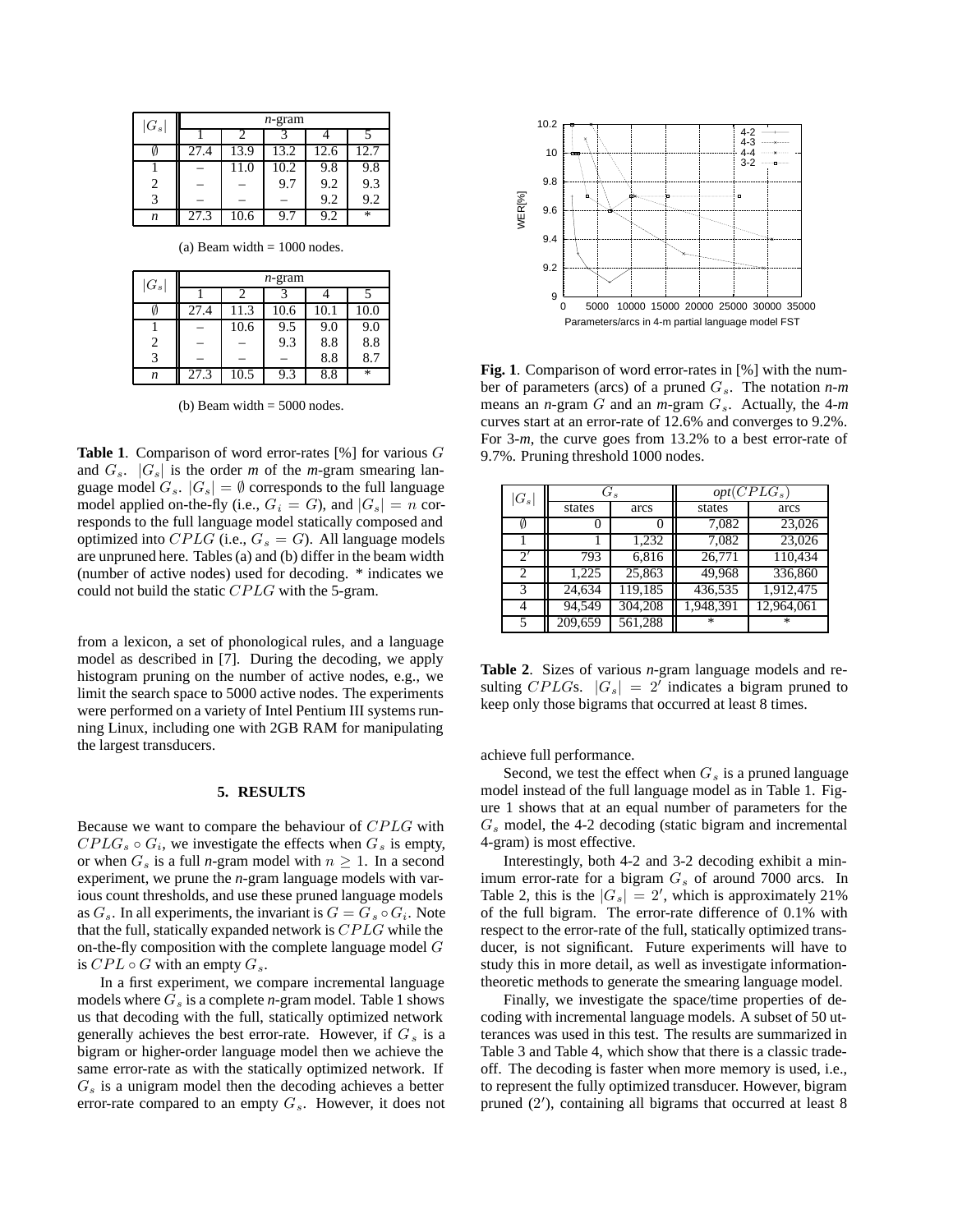| $\|G_s\|$ | *n*-gram | | | | |
|---|---|---|---|---|---|
| | 1 | 2 | 3 | 4 | 5 |
| $\emptyset$ | 27.4 | 13.9 | 13.2 | 12.6 | 12.7 |
| 1 | – | 11.0 | 10.2 | 9.8 | 9.8 |
| 2 | – | – | 9.7 | 9.2 | 9.3 |
| 3 | – | – | – | 9.2 | 9.2 |
| *n* | 27.3 | 10.6 | 9.7 | 9.2 | * |

(a) Beam width = 1000 nodes.

| $\|G_s\|$ | *n*-gram | | | | |
|---|---|---|---|---|---|
| | 1 | 2 | 3 | 4 | 5 |
| $\emptyset$ | 27.4 | 11.3 | 10.6 | 10.1 | 10.0 |
| 1 | – | 10.6 | 9.5 | 9.0 | 9.0 |
| 2 | – | – | 9.3 | 8.8 | 8.8 |
| 3 | – | – | – | 8.8 | 8.7 |
| *n* | 27.3 | 10.5 | 9.3 | 8.8 | * |

(b) Beam width = 5000 nodes.

**Table 1**. Comparison of word error-rates [%] for various $G$ and $G_s$. $|G_s|$ is the order *m* of the *m*-gram smearing language model $G_s$. $|G_s| = \emptyset$ corresponds to the full language model applied on-the-fly (i.e., $G_i = G$), and $|G_s| = n$ corresponds to the full language model statically composed and optimized into $CPLG$ (i.e., $G_s = G$). All language models are unpruned here. Tables (a) and (b) differ in the beam width (number of active nodes) used for decoding. * indicates we could not build the static $CPLG$ with the 5-gram.

from a lexicon, a set of phonological rules, and a language model as described in [7]. During the decoding, we apply histogram pruning on the number of active nodes, e.g., we limit the search space to 5000 active nodes. The experiments were performed on a variety of Intel Pentium III systems running Linux, including one with 2GB RAM for manipulating the largest transducers.

## 5. RESULTS

Because we want to compare the behaviour of $CPLG$ with $CPLG_s \circ G_i$, we investigate the effects when $G_s$ is empty, or when $G_s$ is a full *n*-gram model with $n \geq 1$. In a second experiment, we prune the *n*-gram language models with various count thresholds, and use these pruned language models as $G_s$. In all experiments, the invariant is $G = G_s \circ G_i$. Note that the full, statically expanded network is $CPLG$ while the on-the-fly composition with the complete language model $G$ is $CPL \circ G$ with an empty $G_s$.

In a first experiment, we compare incremental language models where $G_s$ is a complete *n*-gram model. Table 1 shows us that decoding with the full, statically optimized network generally achieves the best error-rate. However, if $G_s$ is a bigram or higher-order language model then we achieve the same error-rate as with the statically optimized network. If $G_s$ is a unigram model then the decoding achieves a better error-rate compared to an empty $G_s$. However, it does not achieve full performance.

**Fig. 1**. Comparison of word error-rates in [%] with the number of parameters (arcs) of a pruned $G_s$. The notation *n-m* means an *n*-gram $G$ and an *m*-gram $G_s$. Actually, the 4-*m* curves start at an error-rate of 12.6% and converges to 9.2%. For 3-*m*, the curve goes from 13.2% to a best error-rate of 9.7%. Pruning threshold 1000 nodes.

| $\|G_s\|$ | $G_s$ | | *opt*$(CPLG_s)$ | |
|---|---|---|---|---|
| | states | arcs | states | arcs |
| $\emptyset$ | 0 | 0 | 7,082 | 23,026 |
| 1 | 1 | 1,232 | 7,082 | 23,026 |
| $2'$ | 793 | 6,816 | 26,771 | 110,434 |
| 2 | 1,225 | 25,863 | 49,968 | 336,860 |
| 3 | 24,634 | 119,185 | 436,535 | 1,912,475 |
| 4 | 94,549 | 304,208 | 1,948,391 | 12,964,061 |
| 5 | 209,659 | 561,288 | * | * |

**Table 2**. Sizes of various *n*-gram language models and resulting $CPLG$s. $|G_s| = 2'$ indicates a bigram pruned to keep only those bigrams that occurred at least 8 times.

Second, we test the effect when $G_s$ is a pruned language model instead of the full language model as in Table 1. Figure 1 shows that at an equal number of parameters for the $G_s$ model, the 4-2 decoding (static bigram and incremental 4-gram) is most effective.

Interestingly, both 4-2 and 3-2 decoding exhibit a minimum error-rate for a bigram $G_s$ of around 7000 arcs. In Table 2, this is the $|G_s| = 2'$, which is approximately 21% of the full bigram. The error-rate difference of 0.1% with respect to the error-rate of the full, statically optimized transducer, is not significant. Future experiments will have to study this in more detail, as well as investigate information-theoretic methods to generate the smearing language model.

Finally, we investigate the space/time properties of decoding with incremental language models. A subset of 50 utterances was used in this test. The results are summarized in Table 3 and Table 4, which show that there is a classic trade-off. The decoding is faster when more memory is used, i.e., to represent the fully optimized transducer. However, bigram pruned ($2'$), containing all bigrams that occurred at least 8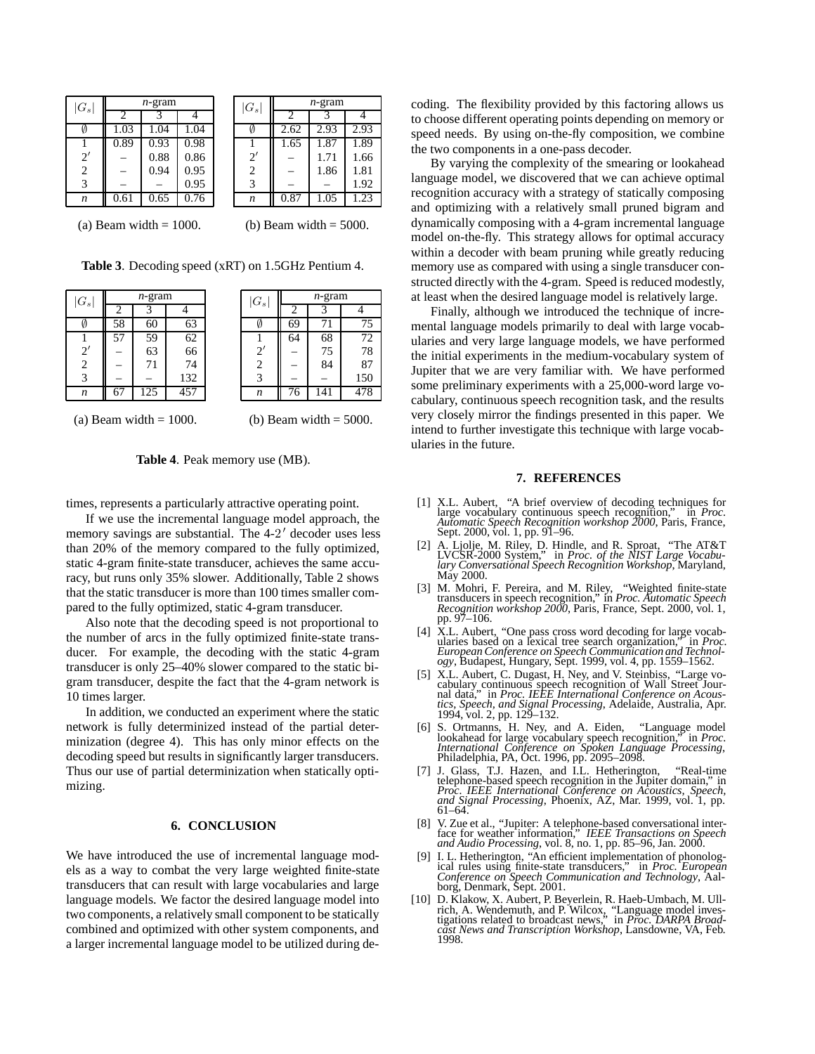| $\lvert G_s \rvert$ | *n*-gram | | |
|---|---|---|---|
| | 2 | 3 | 4 |
| ∅ | 1.03 | 1.04 | 1.04 |
| 1 | 0.89 | 0.93 | 0.98 |
| $2'$ | – | 0.88 | 0.86 |
| 2 | – | 0.94 | 0.95 |
| 3 | – | – | 0.95 |
| *n* | 0.61 | 0.65 | 0.76 |

(a) Beam width = 1000.

| $\lvert G_s \rvert$ | *n*-gram | | |
|---|---|---|---|
| | 2 | 3 | 4 |
| ∅ | 2.62 | 2.93 | 2.93 |
| 1 | 1.65 | 1.87 | 1.89 |
| $2'$ | – | 1.71 | 1.66 |
| 2 | – | 1.86 | 1.81 |
| 3 | – | – | 1.92 |
| *n* | 0.87 | 1.05 | 1.23 |

(b) Beam width = 5000.

**Table 3**. Decoding speed (xRT) on 1.5GHz Pentium 4.

| $\lvert G_s \rvert$ | *n*-gram | | |
|---|---|---|---|
| | 2 | 3 | 4 |
| ∅ | 58 | 60 | 63 |
| 1 | 57 | 59 | 62 |
| $2'$ | – | 63 | 66 |
| 2 | – | 71 | 74 |
| 3 | – | – | 132 |
| *n* | 67 | 125 | 457 |

(a) Beam width = 1000.

| $\lvert G_s \rvert$ | *n*-gram | | |
|---|---|---|---|
| | 2 | 3 | 4 |
| ∅ | 69 | 71 | 75 |
| 1 | 64 | 68 | 72 |
| $2'$ | – | 75 | 78 |
| 2 | – | 84 | 87 |
| 3 | – | – | 150 |
| *n* | 76 | 141 | 478 |

(b) Beam width = 5000.

**Table 4**. Peak memory use (MB).

times, represents a particularly attractive operating point.

If we use the incremental language model approach, the memory savings are substantial. The 4-$2'$ decoder uses less than 20% of the memory compared to the fully optimized, static 4-gram finite-state transducer, achieves the same accuracy, but runs only 35% slower. Additionally, Table 2 shows that the static transducer is more than 100 times smaller compared to the fully optimized, static 4-gram transducer.

Also note that the decoding speed is not proportional to the number of arcs in the fully optimized finite-state transducer. For example, the decoding with the static 4-gram transducer is only 25–40% slower compared to the static bigram transducer, despite the fact that the 4-gram network is 10 times larger.

In addition, we conducted an experiment where the static network is fully determinized instead of the partial determinization (degree 4). This has only minor effects on the decoding speed but results in significantly larger transducers. Thus our use of partial determinization when statically optimizing.

## 6. CONCLUSION

We have introduced the use of incremental language models as a way to combat the very large weighted finite-state transducers that can result with large vocabularies and large language models. We factor the desired language model into two components, a relatively small component to be statically combined and optimized with other system components, and a larger incremental language model to be utilized during decoding. The flexibility provided by this factoring allows us to choose different operating points depending on memory or speed needs. By using on-the-fly composition, we combine the two components in a one-pass decoder.

By varying the complexity of the smearing or lookahead language model, we discovered that we can achieve optimal recognition accuracy with a strategy of statically composing and optimizing with a relatively small pruned bigram and dynamically composing with a 4-gram incremental language model on-the-fly. This strategy allows for optimal accuracy within a decoder with beam pruning while greatly reducing memory use as compared with using a single transducer constructed directly with the 4-gram. Speed is reduced modestly, at least when the desired language model is relatively large.

Finally, although we introduced the technique of incremental language models primarily to deal with large vocabularies and very large language models, we have performed the initial experiments in the medium-vocabulary system of Jupiter that we are very familiar with. We have performed some preliminary experiments with a 25,000-word large vocabulary, continuous speech recognition task, and the results very closely mirror the findings presented in this paper. We intend to further investigate this technique with large vocabularies in the future.

## 7. REFERENCES

[1] X.L. Aubert, "A brief overview of decoding techniques for large vocabulary continuous speech recognition," in *Proc. Automatic Speech Recognition workshop 2000*, Paris, France, Sept. 2000, vol. 1, pp. 91–96.

[2] A. Ljolje, M. Riley, D. Hindle, and R. Sproat, "The AT&T LVCSR-2000 System," in *Proc. of the NIST Large Vocabulary Conversational Speech Recognition Workshop*, Maryland, May 2000.

[3] M. Mohri, F. Pereira, and M. Riley, "Weighted finite-state transducers in speech recognition," in *Proc. Automatic Speech Recognition workshop 2000*, Paris, France, Sept. 2000, vol. 1, pp. 97–106.

[4] X.L. Aubert, "One pass cross word decoding for large vocabularies based on a lexical tree search organization," in *Proc. European Conference on Speech Communication and Technology*, Budapest, Hungary, Sept. 1999, vol. 4, pp. 1559–1562.

[5] X.L. Aubert, C. Dugast, H. Ney, and V. Steinbiss, "Large vocabulary continuous speech recognition of Wall Street Journal data," in *Proc. IEEE International Conference on Acoustics, Speech, and Signal Processing*, Adelaide, Australia, Apr. 1994, vol. 2, pp. 129–132.

[6] S. Ortmanns, H. Ney, and A. Eiden, "Language model lookahead for large vocabulary speech recognition," in *Proc. International Conference on Spoken Language Processing*, Philadelphia, PA, Oct. 1996, pp. 2095–2098.

[7] J. Glass, T.J. Hazen, and I.L. Hetherington, "Real-time telephone-based speech recognition in the Jupiter domain," in *Proc. IEEE International Conference on Acoustics, Speech, and Signal Processing*, Phoenix, AZ, Mar. 1999, vol. 1, pp. 61–64.

[8] V. Zue et al., "Jupiter: A telephone-based conversational interface for weather information," *IEEE Transactions on Speech and Audio Processing*, vol. 8, no. 1, pp. 85–96, Jan. 2000.

[9] I. L. Hetherington, "An efficient implementation of phonological rules using finite-state transducers," in *Proc. European Conference on Speech Communication and Technology*, Aalborg, Denmark, Sept. 2001.

[10] D. Klakow, X. Aubert, P. Beyerlein, R. Haeb-Umbach, M. Ullrich, A. Wendemuth, and P. Wilcox, "Language model investigations related to broadcast news," in *Proc. DARPA Broadcast News and Transcription Workshop*, Lansdowne, VA, Feb. 1998.